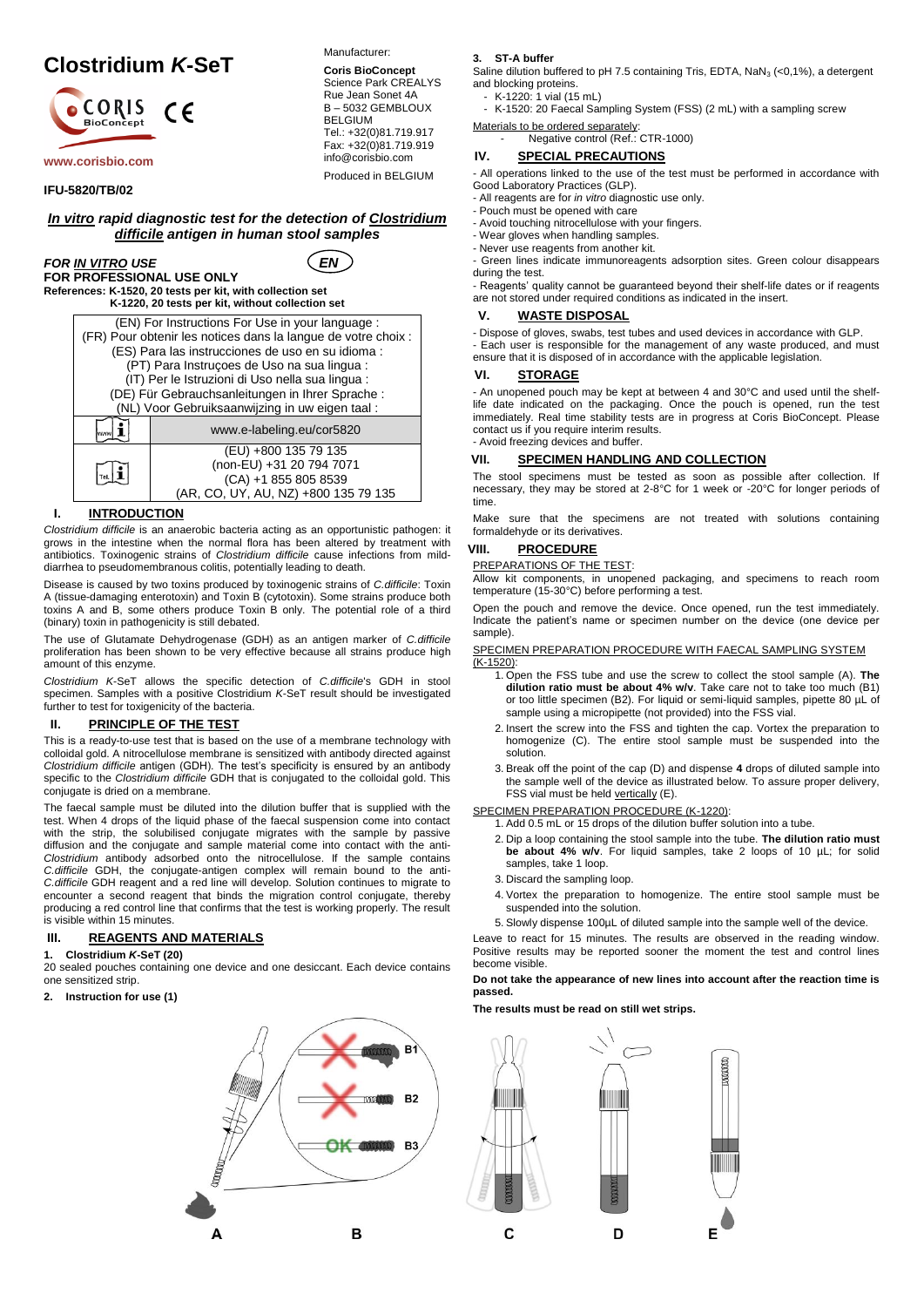# Clostridium *K*-SeT

www.corisbio.com

**IFU-5820/TB/02**

Manufacturer:

**Coris BioConcept**
Science Park CREALYS
Rue Jean Sonet 4A
B – 5032 GEMBLOUX
BELGIUM
Tel.: +32(0)81.719.917
Fax: +32(0)81.719.919
info@corisbio.com

Produced in BELGIUM

## *In vitro* rapid diagnostic test for the detection of *Clostridium difficile* antigen in human stool samples

***FOR IN VITRO USE*** EN
**FOR PROFESSIONAL USE ONLY**
**References: K-1520, 20 tests per kit, with collection set**
**K-1220, 20 tests per kit, without collection set**

| (EN) For Instructions For Use in your language : (FR) Pour obtenir les notices dans la langue de votre choix : (ES) Para las instrucciones de uso en su idioma : (PT) Para Instruçoes de Uso na sua lingua : (IT) Per le Istruzioni di Uso nella sua lingua : (DE) Für Gebrauchsanleitungen in Ihrer Sprache : (NL) Voor Gebruiksaanwijzing in uw eigen taal : | |
|---|---|
| www | www.e-labeling.eu/cor5820 |
| Tel. | (EU) +800 135 79 135<br>(non-EU) +31 20 794 7071<br>(CA) +1 855 805 8539<br>(AR, CO, UY, AU, NZ) +800 135 79 135 |

## I. INTRODUCTION

*Clostridium difficile* is an anaerobic bacteria acting as an opportunistic pathogen: it grows in the intestine when the normal flora has been altered by treatment with antibiotics. Toxinogenic strains of *Clostridium difficile* cause infections from mild-diarrhea to pseudomembranous colitis, potentially leading to death.

Disease is caused by two toxins produced by toxinogenic strains of *C.difficile*: Toxin A (tissue-damaging enterotoxin) and Toxin B (cytotoxin). Some strains produce both toxins A and B, some others produce Toxin B only. The potential role of a third (binary) toxin in pathogenicity is still debated.

The use of Glutamate Dehydrogenase (GDH) as an antigen marker of *C.difficile* proliferation has been shown to be very effective because all strains produce high amount of this enzyme.

*Clostridium K*-SeT allows the specific detection of *C.difficile*'s GDH in stool specimen. Samples with a positive Clostridium *K*-SeT result should be investigated further to test for toxigenicity of the bacteria.

## II. PRINCIPLE OF THE TEST

This is a ready-to-use test that is based on the use of a membrane technology with colloidal gold. A nitrocellulose membrane is sensitized with antibody directed against *Clostridium difficile* antigen (GDH). The test's specificity is ensured by an antibody specific to the *Clostridium difficile* GDH that is conjugated to the colloidal gold. This conjugate is dried on a membrane.

The faecal sample must be diluted into the dilution buffer that is supplied with the test. When 4 drops of the liquid phase of the faecal suspension come into contact with the strip, the solubilised conjugate migrates with the sample by passive diffusion and the conjugate and sample material come into contact with the anti-*Clostridium* antibody adsorbed onto the nitrocellulose. If the sample contains *C.difficile* GDH, the conjugate-antigen complex will remain bound to the anti-*C.difficile* GDH reagent and a red line will develop. Solution continues to migrate to encounter a second reagent that binds the migration control conjugate, thereby producing a red control line that confirms that the test is working properly. The result is visible within 15 minutes.

## III. REAGENTS AND MATERIALS

**1. Clostridium *K*-SeT (20)**

20 sealed pouches containing one device and one desiccant. Each device contains one sensitized strip.

**2. Instruction for use (1)**

**3. ST-A buffer**

Saline dilution buffered to pH 7.5 containing Tris, EDTA, $NaN_3$ (<0,1%), a detergent and blocking proteins.

- K-1220: 1 vial (15 mL)
- K-1520: 20 Faecal Sampling System (FSS) (2 mL) with a sampling screw

Materials to be ordered separately:

- Negative control (Ref.: CTR-1000)

## IV. SPECIAL PRECAUTIONS

- All operations linked to the use of the test must be performed in accordance with Good Laboratory Practices (GLP).
- All reagents are for *in vitro* diagnostic use only.
- Pouch must be opened with care
- Avoid touching nitrocellulose with your fingers.
- Wear gloves when handling samples.
- Never use reagents from another kit.
- Green lines indicate immunoreagents adsorption sites. Green colour disappears during the test.
- Reagents' quality cannot be guaranteed beyond their shelf-life dates or if reagents are not stored under required conditions as indicated in the insert.

## V. WASTE DISPOSAL

- Dispose of gloves, swabs, test tubes and used devices in accordance with GLP.
- Each user is responsible for the management of any waste produced, and must ensure that it is disposed of in accordance with the applicable legislation.

## VI. STORAGE

- An unopened pouch may be kept at between 4 and 30°C and used until the shelf-life date indicated on the packaging. Once the pouch is opened, run the test immediately. Real time stability tests are in progress at Coris BioConcept. Please contact us if you require interim results.
- Avoid freezing devices and buffer.

## VII. SPECIMEN HANDLING AND COLLECTION

The stool specimens must be tested as soon as possible after collection. If necessary, they may be stored at 2-8°C for 1 week or -20°C for longer periods of time.

Make sure that the specimens are not treated with solutions containing formaldehyde or its derivatives.

## VIII. PROCEDURE

PREPARATIONS OF THE TEST:

Allow kit components, in unopened packaging, and specimens to reach room temperature (15-30°C) before performing a test.

Open the pouch and remove the device. Once opened, run the test immediately. Indicate the patient's name or specimen number on the device (one device per sample).

SPECIMEN PREPARATION PROCEDURE WITH FAECAL SAMPLING SYSTEM (K-1520):

1. Open the FSS tube and use the screw to collect the stool sample (A). **The dilution ratio must be about 4% w/v**. Take care not to take too much (B1) or too little specimen (B2). For liquid or semi-liquid samples, pipette 80 µL of sample using a micropipette (not provided) into the FSS vial.
2. Insert the screw into the FSS and tighten the cap. Vortex the preparation to homogenize (C). The entire stool sample must be suspended into the solution.
3. Break off the point of the cap (D) and dispense **4** drops of diluted sample into the sample well of the device as illustrated below. To assure proper delivery, FSS vial must be held vertically (E).

SPECIMEN PREPARATION PROCEDURE (K-1220):

1. Add 0.5 mL or 15 drops of the dilution buffer solution into a tube.
2. Dip a loop containing the stool sample into the tube. **The dilution ratio must be about 4% w/v**. For liquid samples, take 2 loops of 10 µL; for solid samples, take 1 loop.
3. Discard the sampling loop.
4. Vortex the preparation to homogenize. The entire stool sample must be suspended into the solution.
5. Slowly dispense 100µL of diluted sample into the sample well of the device.

Leave to react for 15 minutes. The results are observed in the reading window. Positive results may be reported sooner the moment the test and control lines become visible.

**Do not take the appearance of new lines into account after the reaction time is passed.**

**The results must be read on still wet strips.**

B1 B2 OK B3

A B C D E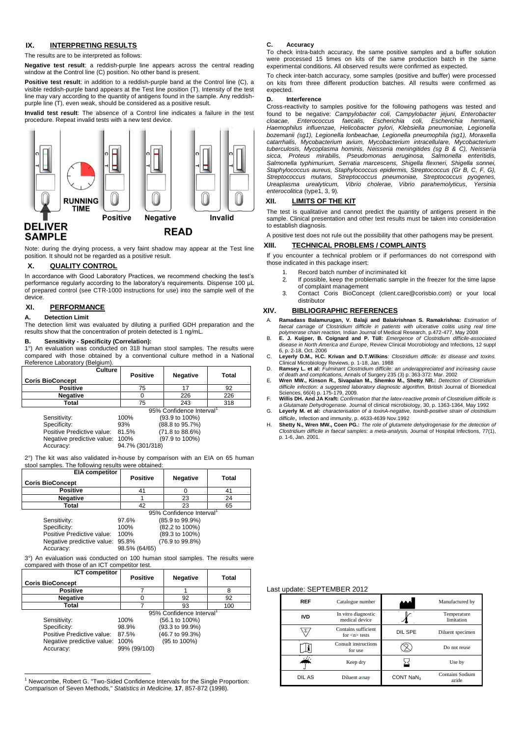## IX. INTERPRETING RESULTS

The results are to be interpreted as follows:

**Negative test result**: a reddish-purple line appears across the central reading window at the Control line (C) position. No other band is present.

**Positive test result**: in addition to a reddish-purple band at the Control line (C), a visible reddish-purple band appears at the Test line position (T). Intensity of the test line may vary according to the quantity of antigens found in the sample. Any reddish-purple line (T), even weak, should be considered as a positive result.

**Invalid test result**: The absence of a Control line indicates a failure in the test procedure. Repeat invalid tests with a new test device.

DELIVER SAMPLE

RUNNING TIME

Positive

Negative

Invalid

READ

Note: during the drying process, a very faint shadow may appear at the Test line position. It should not be regarded as a positive result.

## X. QUALITY CONTROL

In accordance with Good Laboratory Practices, we recommend checking the test's performance regularly according to the laboratory's requirements. Dispense 100 µL of prepared control (see CTR-1000 instructions for use) into the sample well of the device.

## XI. PERFORMANCE

### A. Detection Limit

The detection limit was evaluated by diluting a purified GDH preparation and the results show that the concentration of protein detected is 1 ng/mL.

### B. Sensitivity - Specificity (Correlation):

1°) An evaluation was conducted on 318 human stool samples. The results were compared with those obtained by a conventional culture method in a National Reference Laboratory (Belgium).

| Coris BioConcept \ Culture | Positive | Negative | Total |
|---|---|---|---|
| **Positive** | 75 | 17 | 92 |
| **Negative** | 0 | 226 | 226 |
| **Total** | 75 | 243 | 318 |

| | | 95% Confidence Interval[1] |
|---|---|---|
| Sensitivity: | 100% | (93.9 to 100%) |
| Specificity: | 93% | (88.8 to 95.7%) |
| Positive Predictive value: | 81.5% | (71.8 to 88.6%) |
| Negative predictive value: | 100% | (97.9 to 100%) |
| Accuracy: | 94.7% (301/318) | |

2°) The kit was also validated in-house by comparison with an EIA on 65 human stool samples. The following results were obtained:

| Coris BioConcept \ EIA competitor | Positive | Negative | Total |
|---|---|---|---|
| **Positive** | 41 | 0 | 41 |
| **Negative** | 1 | 23 | 24 |
| **Total** | 42 | 23 | 65 |

| | | 95% Confidence Interval[1] |
|---|---|---|
| Sensitivity: | 97.6% | (85.9 to 99.9%) |
| Specificity: | 100% | (82.2 to 100%) |
| Positive Predictive value: | 100% | (89.3 to 100%) |
| Negative predictive value: | 95.8% | (76.9 to 99.8%) |
| Accuracy: | 98.5% (64/65) | |

3°) An evaluation was conducted on 100 human stool samples. The results were compared with those of an ICT competitor test.

| Coris BioConcept \ ICT competitor | Positive | Negative | Total |
|---|---|---|---|
| **Positive** | 7 | 1 | 8 |
| **Negative** | 0 | 92 | 92 |
| **Total** | 7 | 93 | 100 |

| | | 95% Confidence Interval[1] |
|---|---|---|
| Sensitivity: | 100% | (56.1 to 100%) |
| Specificity: | 98.9% | (93.3 to 99.9%) |
| Positive Predictive value: | 87.5% | (46.7 to 99.3%) |
| Negative predictive value: | 100% | (95 to 100%) |
| Accuracy: | 99% (99/100) | |

[1] Newcombe, Robert G. "Two-Sided Confidence Intervals for the Single Proportion: Comparison of Seven Methods," *Statistics in Medicine,* **17**, 857-872 (1998).

### C. Accuracy

To check intra-batch accuracy, the same positive samples and a buffer solution were processed 15 times on kits of the same production batch in the same experimental conditions. All observed results were confirmed as expected.

To check inter-batch accuracy, some samples (positive and buffer) were processed on kits from three different production batches. All results were confirmed as expected.

### D. Interference

Cross-reactivity to samples positive for the following pathogens was tested and found to be negative: *Campylobacter coli, Campylobacter jejuni, Enterobacter cloacae, Enterococcus faecalis, Escherichia coli, Escherichia hermanii, Haemophilus influenzae, Helicobacter pylori, Klebsiella pneumoniae, Legionella bozemanii (sg1), Legionella lonbeachae, Legionella pneumophila (sg1), Moraxella catarrhalis, Mycobacterium avium, Mycobacterium intracellulare, Mycobacterium tuberculosis, Mycoplasma hominis, Neisseria meningitides (sg B & C), Neisseria sicca, Proteus mirabilis, Pseudomonas aeruginosa, Salmonella enteritidis, Salmonella typhimurium, Serratia marcescens, Shigella flexneri, Shigella sonnei, Staphylococcus aureus, Staphylococcus epidermis, Streptococcus (Gr B, C, F, G), Streptococcus mutans, Streptococcus pneumoniae, Streptococcus pyogenes, Ureaplasma urealyticum, Vibrio cholerae, Vibrio parahemolyticus, Yersinia enterocolitica* (type1, 3, 9).

## XII. LIMITS OF THE KIT

The test is qualitative and cannot predict the quantity of antigens present in the sample. Clinical presentation and other test results must be taken into consideration to establish diagnosis.

A positive test does not rule out the possibility that other pathogens may be present.

## XIII. TECHNICAL PROBLEMS / COMPLAINTS

If you encounter a technical problem or if performances do not correspond with those indicated in this package insert:

1. Record batch number of incriminated kit
2. If possible, keep the problematic sample in the freezer for the time lapse of complaint management
3. Contact Coris BioConcept (client.care@corisbio.com) or your local distributor

## XIV. BIBLIOGRAPHIC REFERENCES

A. **Ramadass Balamurugan, V. Balaji and Balakrishnan S. Ramakrishna:** *Estimation of faecal carriage of Clostridium difficile in patients with ulcerative colitis using real time polymerase chain reaction,* Indian Journal of Medical Research, p.472-477, May 2008

B. **E. J. Kuijper, B. Coignard and P. Tüll:** *Emergence of Clostridium difficile-associated disease in North America and Europe*, Review Clinical Mocrobiology and Infections, 12 suppl 6, p. 2-18, Oct. 2006

C. **Leyerly D.M., H.C. Krivan and D.T.Wilkins***: Clostridium difficile: its disease and toxins.* Clinical Microbiology Reviews, p. 1-18, Jan. 1988

D. **Ramsey L. et al:** *Fulminant Clostridium difficile: an underappreciated and increasing cause of death and complications,* Annals of Surgery 235 (3) p. 363-372: Mar. 2002

E. **Wren MW., Kinson R., Sivapalan M., Shemko M., Shetty NR.:** *Detection of Clostridium difficile infection: a suggested laboratory diagnostic algorithm,* British Journal of Biomedical Sciences, 66(4) p. 175-179, 2009.

F. **Willis DH. And JA Kraft:** *Confirmation that the latex-reactive protein of Clostridium difficile is a Glutamate Dehydrogenase.* Journal of clinical microbiology, 30, p. 1363-1364, May 1992

G. **Leyerly M. et al:** *characterisation of a toxinA-negative, toxinB-positive strain of clostridium difficile*, Infection and immunity, p. 4633-4639 Nov.1992

H. **Shetty N., Wren MW., Coen PG.:** *The role of glutamete dehydrogenase for the detection of Clostridium difficile in faecal samples: a meta-analysis,* Journal of Hospital Infections, 77(1), p. 1-6, Jan. 2001.

Last update: SEPTEMBER 2012

| | | | |
|---|---|---|---|
| REF | Catalogue number | | Manufactured by |
| IVD | In vitro diagnostic medical device | | Temperature limitation |
| | Contains sufficient for <n> tests | DIL SPE | Diluent specimen |
| | Consult instructions for use | | Do not reuse |
| | Keep dry | | Use by |
| DIL AS | Diluent assay | CONT $NaN_3$ | Contains Sodium azide |